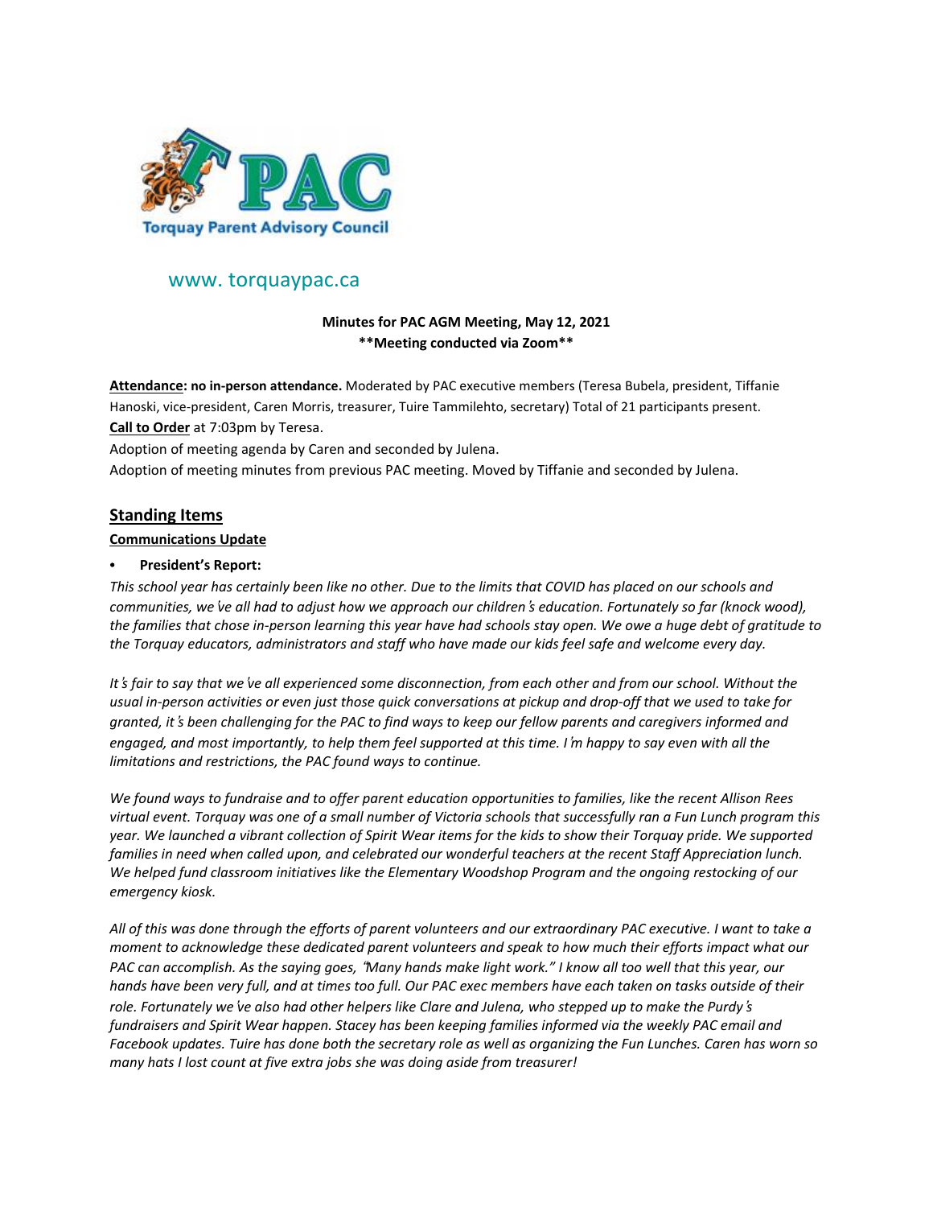Torquay Parent Advisory Council

www. torquaypac.ca

**Minutes for PAC AGM Meeting, May 12, 2021**
**\*\*Meeting conducted via Zoom\*\***

**Attendance: no in-person attendance.** Moderated by PAC executive members (Teresa Bubela, president, Tiffanie Hanoski, vice-president, Caren Morris, treasurer, Tuire Tammilehto, secretary) Total of 21 participants present.
**Call to Order** at 7:03pm by Teresa.
Adoption of meeting agenda by Caren and seconded by Julena.
Adoption of meeting minutes from previous PAC meeting. Moved by Tiffanie and seconded by Julena.

## Standing Items

### Communications Update

- **President's Report:**

*This school year has certainly been like no other. Due to the limits that COVID has placed on our schools and communities, we've all had to adjust how we approach our children's education. Fortunately so far (knock wood), the families that chose in-person learning this year have had schools stay open. We owe a huge debt of gratitude to the Torquay educators, administrators and staff who have made our kids feel safe and welcome every day.*

*It's fair to say that we've all experienced some disconnection, from each other and from our school. Without the usual in-person activities or even just those quick conversations at pickup and drop-off that we used to take for granted, it's been challenging for the PAC to find ways to keep our fellow parents and caregivers informed and engaged, and most importantly, to help them feel supported at this time. I'm happy to say even with all the limitations and restrictions, the PAC found ways to continue.*

*We found ways to fundraise and to offer parent education opportunities to families, like the recent Allison Rees virtual event. Torquay was one of a small number of Victoria schools that successfully ran a Fun Lunch program this year. We launched a vibrant collection of Spirit Wear items for the kids to show their Torquay pride. We supported families in need when called upon, and celebrated our wonderful teachers at the recent Staff Appreciation lunch. We helped fund classroom initiatives like the Elementary Woodshop Program and the ongoing restocking of our emergency kiosk.*

*All of this was done through the efforts of parent volunteers and our extraordinary PAC executive. I want to take a moment to acknowledge these dedicated parent volunteers and speak to how much their efforts impact what our PAC can accomplish. As the saying goes, "Many hands make light work." I know all too well that this year, our hands have been very full, and at times too full. Our PAC exec members have each taken on tasks outside of their role. Fortunately we've also had other helpers like Clare and Julena, who stepped up to make the Purdy's fundraisers and Spirit Wear happen. Stacey has been keeping families informed via the weekly PAC email and Facebook updates. Tuire has done both the secretary role as well as organizing the Fun Lunches. Caren has worn so many hats I lost count at five extra jobs she was doing aside from treasurer!*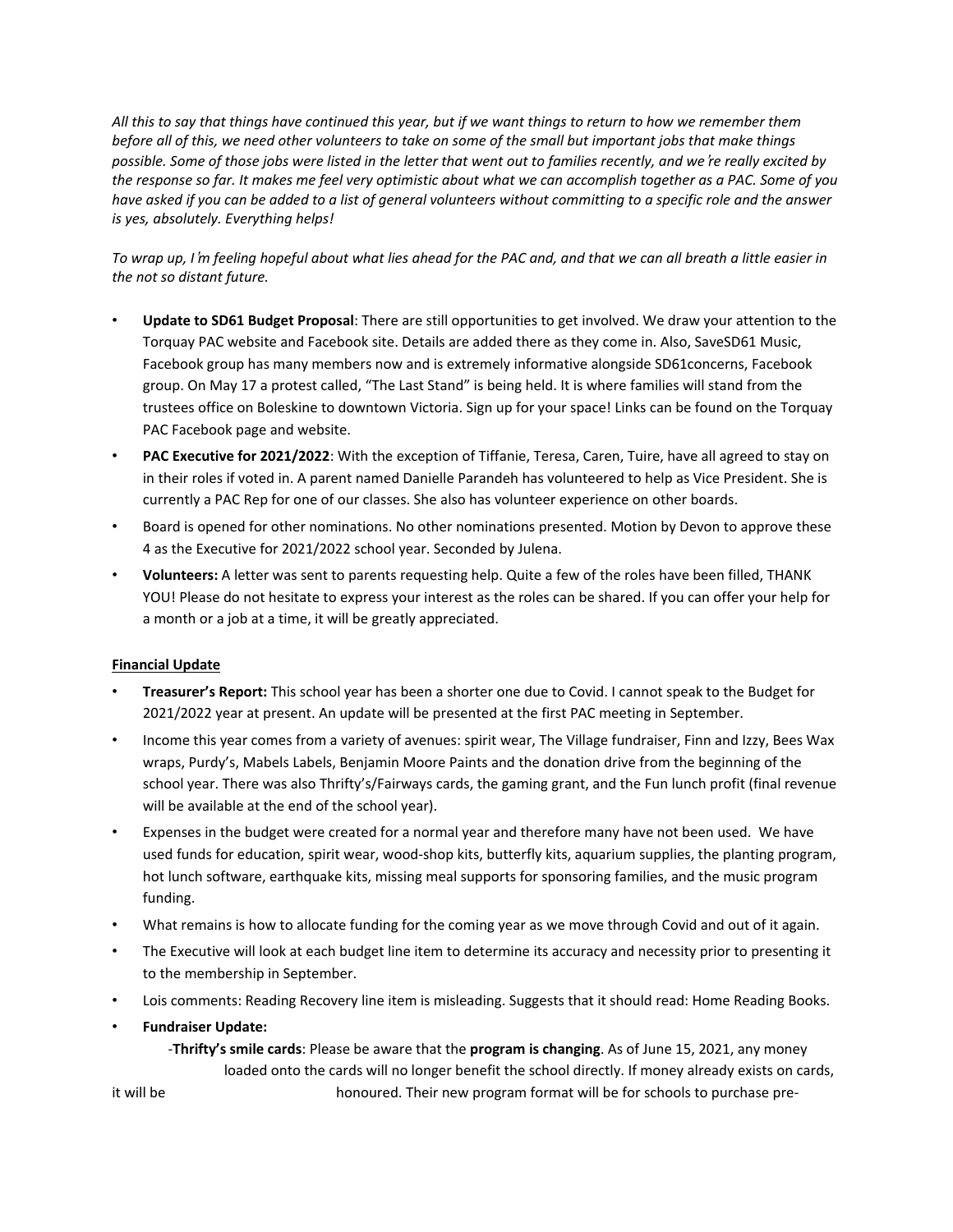*All this to say that things have continued this year, but if we want things to return to how we remember them before all of this, we need other volunteers to take on some of the small but important jobs that make things possible. Some of those jobs were listed in the letter that went out to families recently, and we're really excited by the response so far. It makes me feel very optimistic about what we can accomplish together as a PAC. Some of you have asked if you can be added to a list of general volunteers without committing to a specific role and the answer is yes, absolutely. Everything helps!*

*To wrap up, I'm feeling hopeful about what lies ahead for the PAC and, and that we can all breath a little easier in the not so distant future.*

- **Update to SD61 Budget Proposal**: There are still opportunities to get involved. We draw your attention to the Torquay PAC website and Facebook site. Details are added there as they come in. Also, SaveSD61 Music, Facebook group has many members now and is extremely informative alongside SD61concerns, Facebook group. On May 17 a protest called, "The Last Stand" is being held. It is where families will stand from the trustees office on Boleskine to downtown Victoria. Sign up for your space! Links can be found on the Torquay PAC Facebook page and website.
- **PAC Executive for 2021/2022**: With the exception of Tiffanie, Teresa, Caren, Tuire, have all agreed to stay on in their roles if voted in. A parent named Danielle Parandeh has volunteered to help as Vice President. She is currently a PAC Rep for one of our classes. She also has volunteer experience on other boards.
- Board is opened for other nominations. No other nominations presented. Motion by Devon to approve these 4 as the Executive for 2021/2022 school year. Seconded by Julena.
- **Volunteers:** A letter was sent to parents requesting help. Quite a few of the roles have been filled, THANK YOU! Please do not hesitate to express your interest as the roles can be shared. If you can offer your help for a month or a job at a time, it will be greatly appreciated.

## Financial Update

- **Treasurer's Report:** This school year has been a shorter one due to Covid. I cannot speak to the Budget for 2021/2022 year at present. An update will be presented at the first PAC meeting in September.
- Income this year comes from a variety of avenues: spirit wear, The Village fundraiser, Finn and Izzy, Bees Wax wraps, Purdy's, Mabels Labels, Benjamin Moore Paints and the donation drive from the beginning of the school year. There was also Thrifty's/Fairways cards, the gaming grant, and the Fun lunch profit (final revenue will be available at the end of the school year).
- Expenses in the budget were created for a normal year and therefore many have not been used. We have used funds for education, spirit wear, wood-shop kits, butterfly kits, aquarium supplies, the planting program, hot lunch software, earthquake kits, missing meal supports for sponsoring families, and the music program funding.
- What remains is how to allocate funding for the coming year as we move through Covid and out of it again.
- The Executive will look at each budget line item to determine its accuracy and necessity prior to presenting it to the membership in September.
- Lois comments: Reading Recovery line item is misleading. Suggests that it should read: Home Reading Books.
- **Fundraiser Update:**

  -**Thrifty's smile cards**: Please be aware that the **program is changing**. As of June 15, 2021, any money loaded onto the cards will no longer benefit the school directly. If money already exists on cards, it will be honoured. Their new program format will be for schools to purchase pre-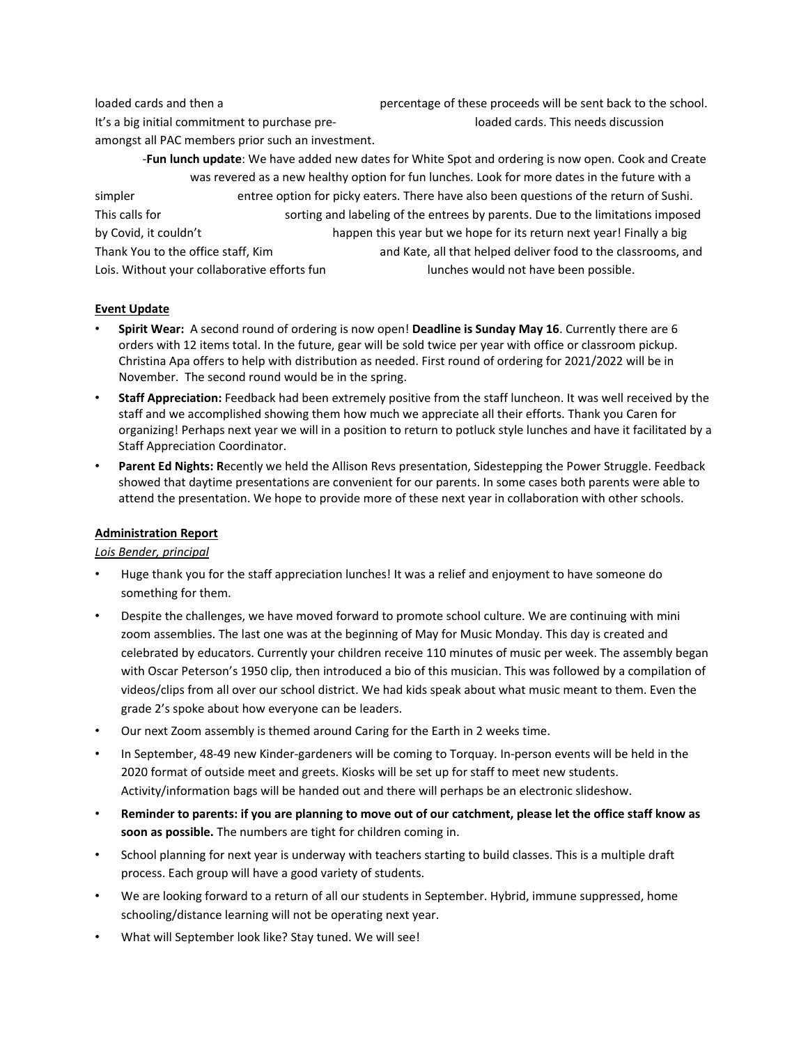loaded cards and then a percentage of these proceeds will be sent back to the school. It's a big initial commitment to purchase pre- loaded cards. This needs discussion amongst all PAC members prior such an investment.

-**Fun lunch update**: We have added new dates for White Spot and ordering is now open. Cook and Create was revered as a new healthy option for fun lunches. Look for more dates in the future with a simpler entree option for picky eaters. There have also been questions of the return of Sushi. This calls for sorting and labeling of the entrees by parents. Due to the limitations imposed by Covid, it couldn't happen this year but we hope for its return next year! Finally a big Thank You to the office staff, Kim and Kate, all that helped deliver food to the classrooms, and Lois. Without your collaborative efforts fun lunches would not have been possible.

**Event Update**

- **Spirit Wear:** A second round of ordering is now open! **Deadline is Sunday May 16**. Currently there are 6 orders with 12 items total. In the future, gear will be sold twice per year with office or classroom pickup. Christina Apa offers to help with distribution as needed. First round of ordering for 2021/2022 will be in November. The second round would be in the spring.
- **Staff Appreciation:** Feedback had been extremely positive from the staff luncheon. It was well received by the staff and we accomplished showing them how much we appreciate all their efforts. Thank you Caren for organizing! Perhaps next year we will in a position to return to potluck style lunches and have it facilitated by a Staff Appreciation Coordinator.
- **Parent Ed Nights: R**ecently we held the Allison Revs presentation, Sidestepping the Power Struggle. Feedback showed that daytime presentations are convenient for our parents. In some cases both parents were able to attend the presentation. We hope to provide more of these next year in collaboration with other schools.

**Administration Report**

*Lois Bender, principal*

- Huge thank you for the staff appreciation lunches! It was a relief and enjoyment to have someone do something for them.
- Despite the challenges, we have moved forward to promote school culture. We are continuing with mini zoom assemblies. The last one was at the beginning of May for Music Monday. This day is created and celebrated by educators. Currently your children receive 110 minutes of music per week. The assembly began with Oscar Peterson's 1950 clip, then introduced a bio of this musician. This was followed by a compilation of videos/clips from all over our school district. We had kids speak about what music meant to them. Even the grade 2's spoke about how everyone can be leaders.
- Our next Zoom assembly is themed around Caring for the Earth in 2 weeks time.
- In September, 48-49 new Kinder-gardeners will be coming to Torquay. In-person events will be held in the 2020 format of outside meet and greets. Kiosks will be set up for staff to meet new students. Activity/information bags will be handed out and there will perhaps be an electronic slideshow.
- **Reminder to parents: if you are planning to move out of our catchment, please let the office staff know as soon as possible.** The numbers are tight for children coming in.
- School planning for next year is underway with teachers starting to build classes. This is a multiple draft process. Each group will have a good variety of students.
- We are looking forward to a return of all our students in September. Hybrid, immune suppressed, home schooling/distance learning will not be operating next year.
- What will September look like? Stay tuned. We will see!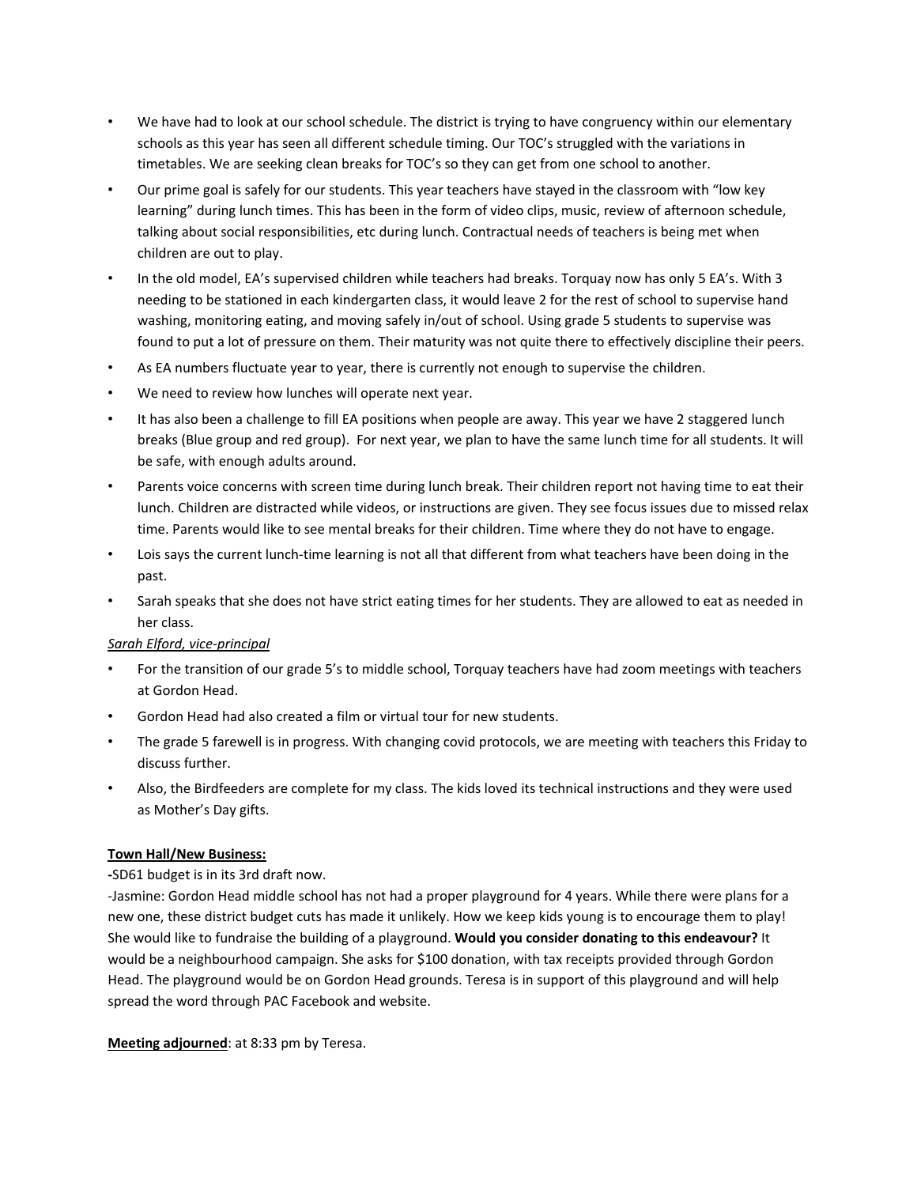- We have had to look at our school schedule. The district is trying to have congruency within our elementary schools as this year has seen all different schedule timing. Our TOC's struggled with the variations in timetables. We are seeking clean breaks for TOC's so they can get from one school to another.
- Our prime goal is safely for our students. This year teachers have stayed in the classroom with "low key learning" during lunch times. This has been in the form of video clips, music, review of afternoon schedule, talking about social responsibilities, etc during lunch. Contractual needs of teachers is being met when children are out to play.
- In the old model, EA's supervised children while teachers had breaks. Torquay now has only 5 EA's. With 3 needing to be stationed in each kindergarten class, it would leave 2 for the rest of school to supervise hand washing, monitoring eating, and moving safely in/out of school. Using grade 5 students to supervise was found to put a lot of pressure on them. Their maturity was not quite there to effectively discipline their peers.
- As EA numbers fluctuate year to year, there is currently not enough to supervise the children.
- We need to review how lunches will operate next year.
- It has also been a challenge to fill EA positions when people are away. This year we have 2 staggered lunch breaks (Blue group and red group). For next year, we plan to have the same lunch time for all students. It will be safe, with enough adults around.
- Parents voice concerns with screen time during lunch break. Their children report not having time to eat their lunch. Children are distracted while videos, or instructions are given. They see focus issues due to missed relax time. Parents would like to see mental breaks for their children. Time where they do not have to engage.
- Lois says the current lunch-time learning is not all that different from what teachers have been doing in the past.
- Sarah speaks that she does not have strict eating times for her students. They are allowed to eat as needed in her class.

*Sarah Elford, vice-principal*

- For the transition of our grade 5's to middle school, Torquay teachers have had zoom meetings with teachers at Gordon Head.
- Gordon Head had also created a film or virtual tour for new students.
- The grade 5 farewell is in progress. With changing covid protocols, we are meeting with teachers this Friday to discuss further.
- Also, the Birdfeeders are complete for my class. The kids loved its technical instructions and they were used as Mother's Day gifts.

**Town Hall/New Business:**

-SD61 budget is in its 3rd draft now.

-Jasmine: Gordon Head middle school has not had a proper playground for 4 years. While there were plans for a new one, these district budget cuts has made it unlikely. How we keep kids young is to encourage them to play! She would like to fundraise the building of a playground. **Would you consider donating to this endeavour?** It would be a neighbourhood campaign. She asks for $100 donation, with tax receipts provided through Gordon Head. The playground would be on Gordon Head grounds. Teresa is in support of this playground and will help spread the word through PAC Facebook and website.

**Meeting adjourned**: at 8:33 pm by Teresa.